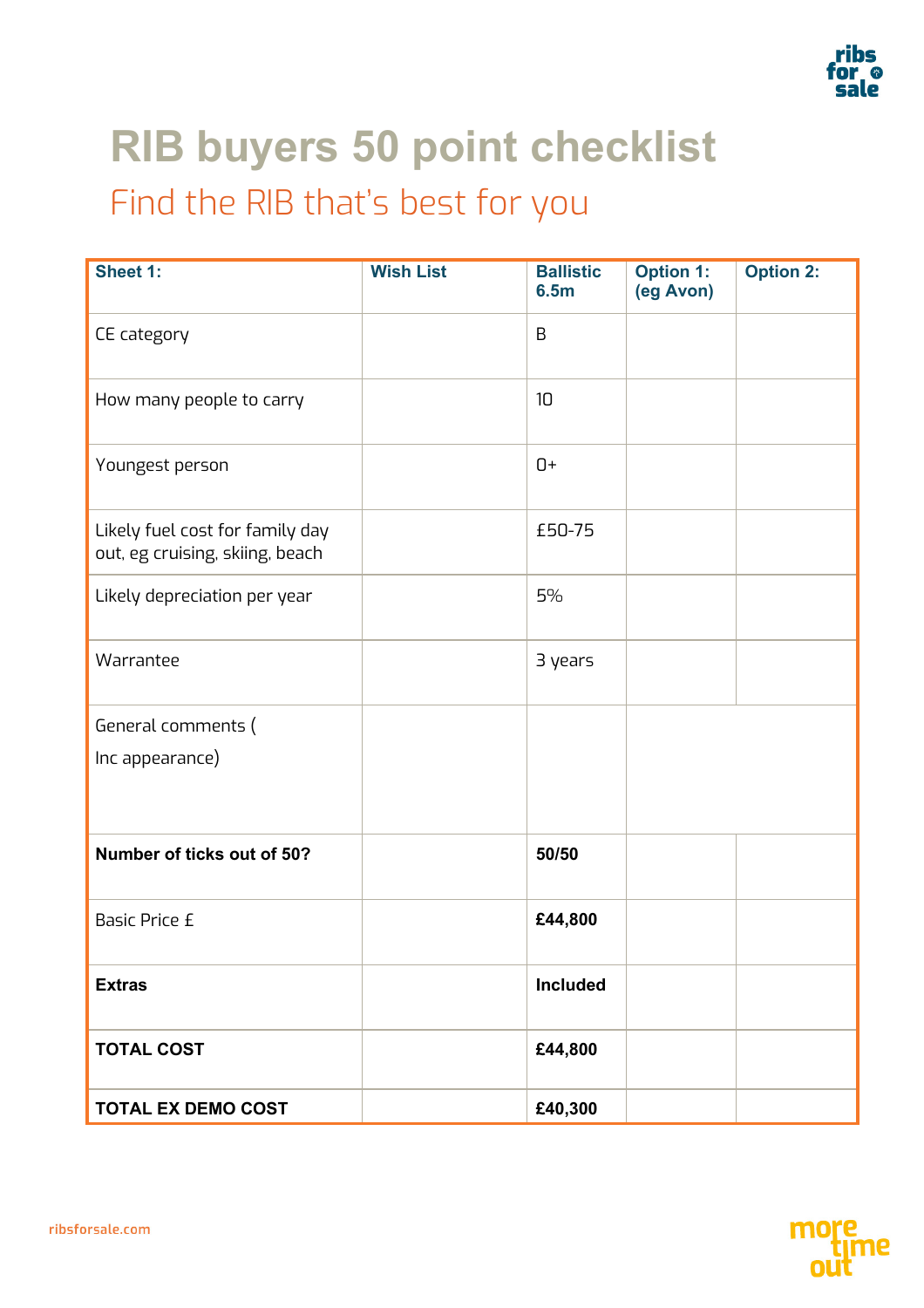# RIB buyers 50 point checklist

## Find the RIB that's best for you

| Sheet 1: | Wish List | Ballistic 6.5m | Option 1: (eg Avon) | Option 2: |
|---|---|---|---|---|
| CE category | | B | | |
| How many people to carry | | 10 | | |
| Youngest person | | 0+ | | |
| Likely fuel cost for family day out, eg cruising, skiing, beach | | £50-75 | | |
| Likely depreciation per year | | 5% | | |
| Warrantee | | 3 years | | |
| General comments ( Inc appearance) | | | | |
| **Number of ticks out of 50?** | | **50/50** | | |
| Basic Price £ | | **£44,800** | | |
| **Extras** | | **Included** | | |
| **TOTAL COST** | | **£44,800** | | |
| **TOTAL EX DEMO COST** | | **£40,300** | | |

ribsforsale.com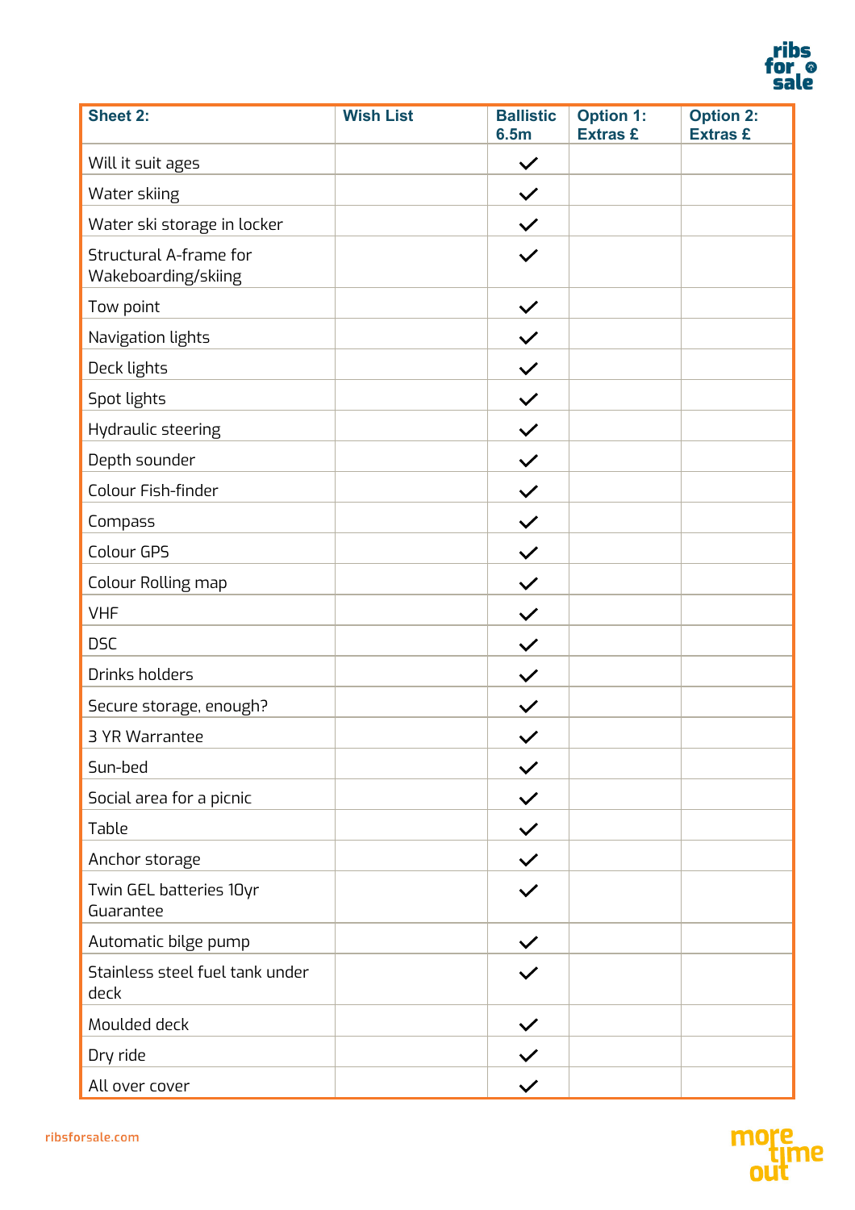| Sheet 2: | Wish List | Ballistic 6.5m | Option 1: Extras £ | Option 2: Extras £ |
|---|---|---|---|---|
| Will it suit ages | | ✓ | | |
| Water skiing | | ✓ | | |
| Water ski storage in locker | | ✓ | | |
| Structural A-frame for Wakeboarding/skiing | | ✓ | | |
| Tow point | | ✓ | | |
| Navigation lights | | ✓ | | |
| Deck lights | | ✓ | | |
| Spot lights | | ✓ | | |
| Hydraulic steering | | ✓ | | |
| Depth sounder | | ✓ | | |
| Colour Fish-finder | | ✓ | | |
| Compass | | ✓ | | |
| Colour GPS | | ✓ | | |
| Colour Rolling map | | ✓ | | |
| VHF | | ✓ | | |
| DSC | | ✓ | | |
| Drinks holders | | ✓ | | |
| Secure storage, enough? | | ✓ | | |
| 3 YR Warrantee | | ✓ | | |
| Sun-bed | | ✓ | | |
| Social area for a picnic | | ✓ | | |
| Table | | ✓ | | |
| Anchor storage | | ✓ | | |
| Twin GEL batteries 10yr Guarantee | | ✓ | | |
| Automatic bilge pump | | ✓ | | |
| Stainless steel fuel tank under deck | | ✓ | | |
| Moulded deck | | ✓ | | |
| Dry ride | | ✓ | | |
| All over cover | | ✓ | | |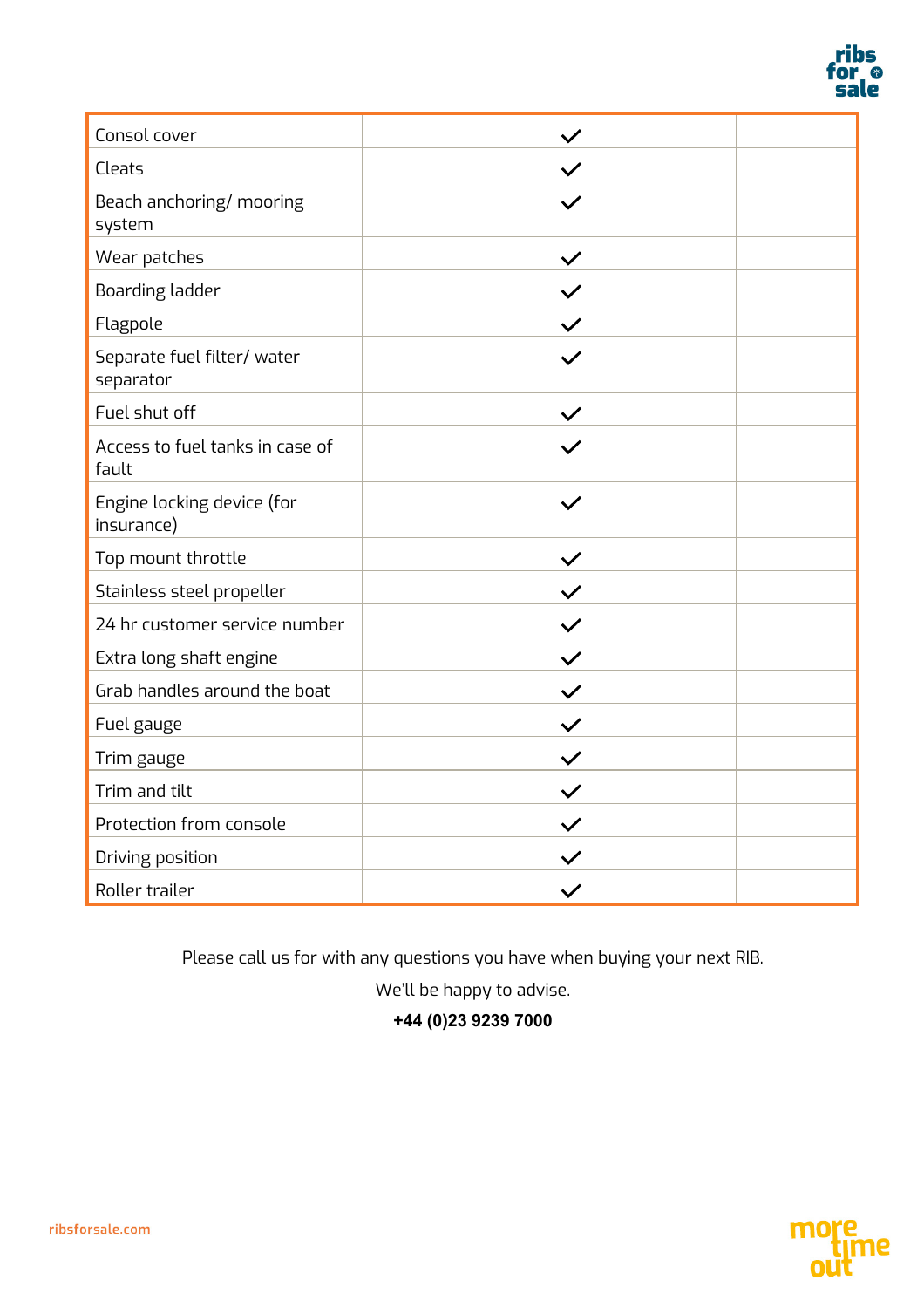| | | | | |
|---|---|---|---|---|
| Consol cover | | ✓ | | |
| Cleats | | ✓ | | |
| Beach anchoring/ mooring system | | ✓ | | |
| Wear patches | | ✓ | | |
| Boarding ladder | | ✓ | | |
| Flagpole | | ✓ | | |
| Separate fuel filter/ water separator | | ✓ | | |
| Fuel shut off | | ✓ | | |
| Access to fuel tanks in case of fault | | ✓ | | |
| Engine locking device (for insurance) | | ✓ | | |
| Top mount throttle | | ✓ | | |
| Stainless steel propeller | | ✓ | | |
| 24 hr customer service number | | ✓ | | |
| Extra long shaft engine | | ✓ | | |
| Grab handles around the boat | | ✓ | | |
| Fuel gauge | | ✓ | | |
| Trim gauge | | ✓ | | |
| Trim and tilt | | ✓ | | |
| Protection from console | | ✓ | | |
| Driving position | | ✓ | | |
| Roller trailer | | ✓ | | |

Please call us for with any questions you have when buying your next RIB.

We'll be happy to advise.

**+44 (0)23 9239 7000**

ribsforsale.com